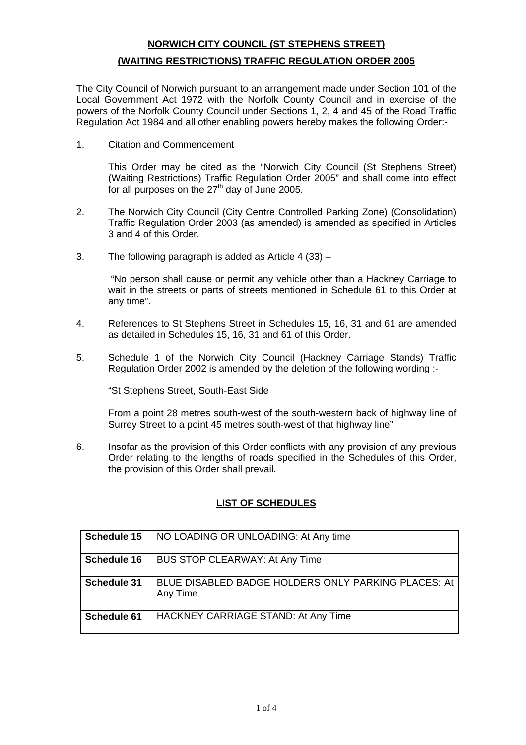**NORWICH CITY COUNCIL (ST STEPHENS STREET)**

**(WAITING RESTRICTIONS) TRAFFIC REGULATION ORDER 2005**

The City Council of Norwich pursuant to an arrangement made under Section 101 of the Local Government Act 1972 with the Norfolk County Council and in exercise of the powers of the Norfolk County Council under Sections 1, 2, 4 and 45 of the Road Traffic Regulation Act 1984 and all other enabling powers hereby makes the following Order:-

1. Citation and Commencement

   This Order may be cited as the "Norwich City Council (St Stephens Street) (Waiting Restrictions) Traffic Regulation Order 2005" and shall come into effect for all purposes on the 27th day of June 2005.

2. The Norwich City Council (City Centre Controlled Parking Zone) (Consolidation) Traffic Regulation Order 2003 (as amended) is amended as specified in Articles 3 and 4 of this Order.

3. The following paragraph is added as Article 4 (33) –

   "No person shall cause or permit any vehicle other than a Hackney Carriage to wait in the streets or parts of streets mentioned in Schedule 61 to this Order at any time".

4. References to St Stephens Street in Schedules 15, 16, 31 and 61 are amended as detailed in Schedules 15, 16, 31 and 61 of this Order.

5. Schedule 1 of the Norwich City Council (Hackney Carriage Stands) Traffic Regulation Order 2002 is amended by the deletion of the following wording :-

   "St Stephens Street, South-East Side

   From a point 28 metres south-west of the south-western back of highway line of Surrey Street to a point 45 metres south-west of that highway line"

6. Insofar as the provision of this Order conflicts with any provision of any previous Order relating to the lengths of roads specified in the Schedules of this Order, the provision of this Order shall prevail.

**LIST OF SCHEDULES**

| | |
|---|---|
| **Schedule 15** | NO LOADING OR UNLOADING: At Any time |
| **Schedule 16** | BUS STOP CLEARWAY: At Any Time |
| **Schedule 31** | BLUE DISABLED BADGE HOLDERS ONLY PARKING PLACES: At Any Time |
| **Schedule 61** | HACKNEY CARRIAGE STAND: At Any Time |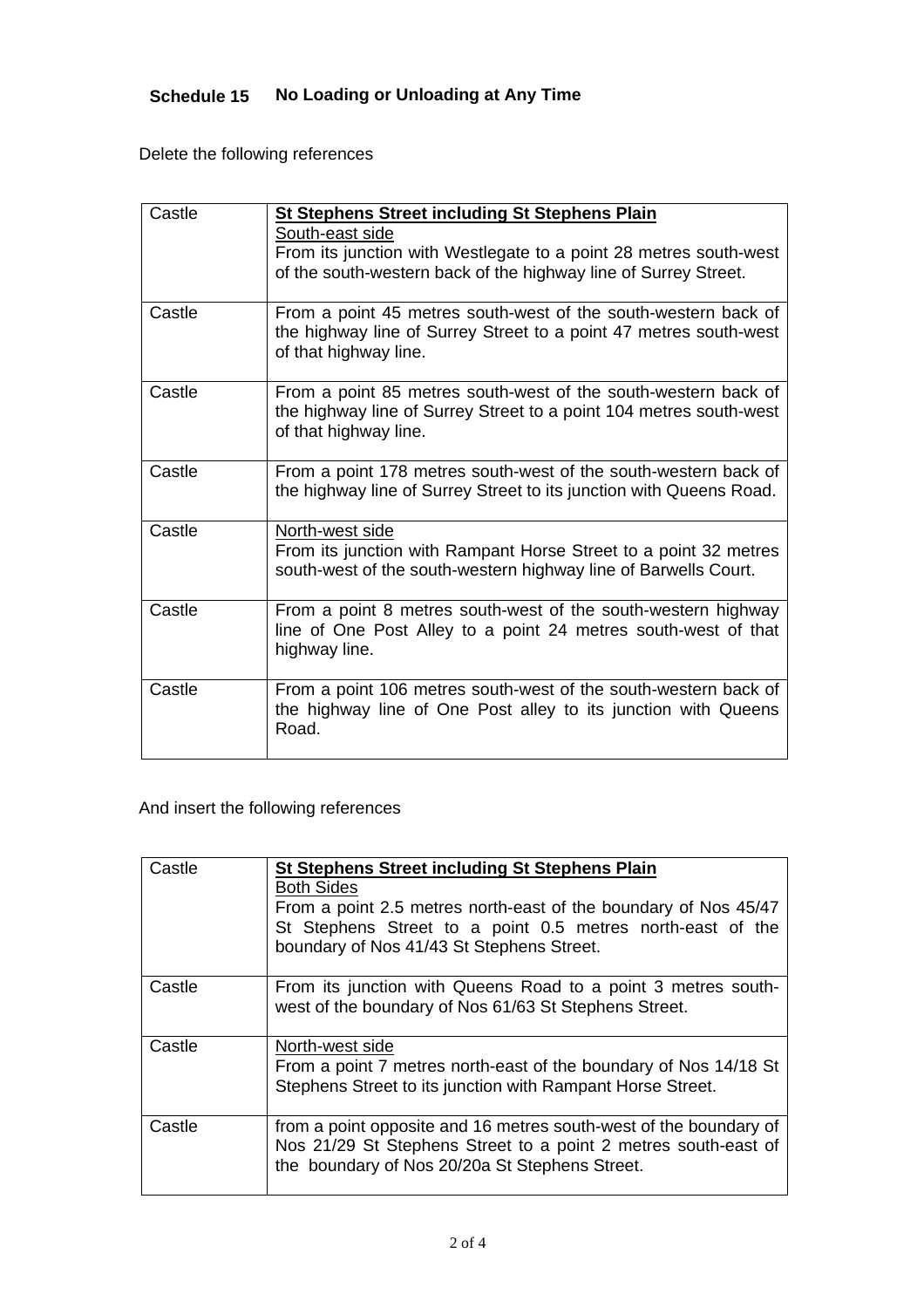## Schedule 15 No Loading or Unloading at Any Time

Delete the following references

| | |
|---|---|
| Castle | **St Stephens Street including St Stephens Plain**<br>South-east side<br>From its junction with Westlegate to a point 28 metres south-west of the south-western back of the highway line of Surrey Street. |
| Castle | From a point 45 metres south-west of the south-western back of the highway line of Surrey Street to a point 47 metres south-west of that highway line. |
| Castle | From a point 85 metres south-west of the south-western back of the highway line of Surrey Street to a point 104 metres south-west of that highway line. |
| Castle | From a point 178 metres south-west of the south-western back of the highway line of Surrey Street to its junction with Queens Road. |
| Castle | North-west side<br>From its junction with Rampant Horse Street to a point 32 metres south-west of the south-western highway line of Barwells Court. |
| Castle | From a point 8 metres south-west of the south-western highway line of One Post Alley to a point 24 metres south-west of that highway line. |
| Castle | From a point 106 metres south-west of the south-western back of the highway line of One Post alley to its junction with Queens Road. |

And insert the following references

| | |
|---|---|
| Castle | **St Stephens Street including St Stephens Plain**<br>Both Sides<br>From a point 2.5 metres north-east of the boundary of Nos 45/47 St Stephens Street to a point 0.5 metres north-east of the boundary of Nos 41/43 St Stephens Street. |
| Castle | From its junction with Queens Road to a point 3 metres south-west of the boundary of Nos 61/63 St Stephens Street. |
| Castle | North-west side<br>From a point 7 metres north-east of the boundary of Nos 14/18 St Stephens Street to its junction with Rampant Horse Street. |
| Castle | from a point opposite and 16 metres south-west of the boundary of Nos 21/29 St Stephens Street to a point 2 metres south-east of the boundary of Nos 20/20a St Stephens Street. |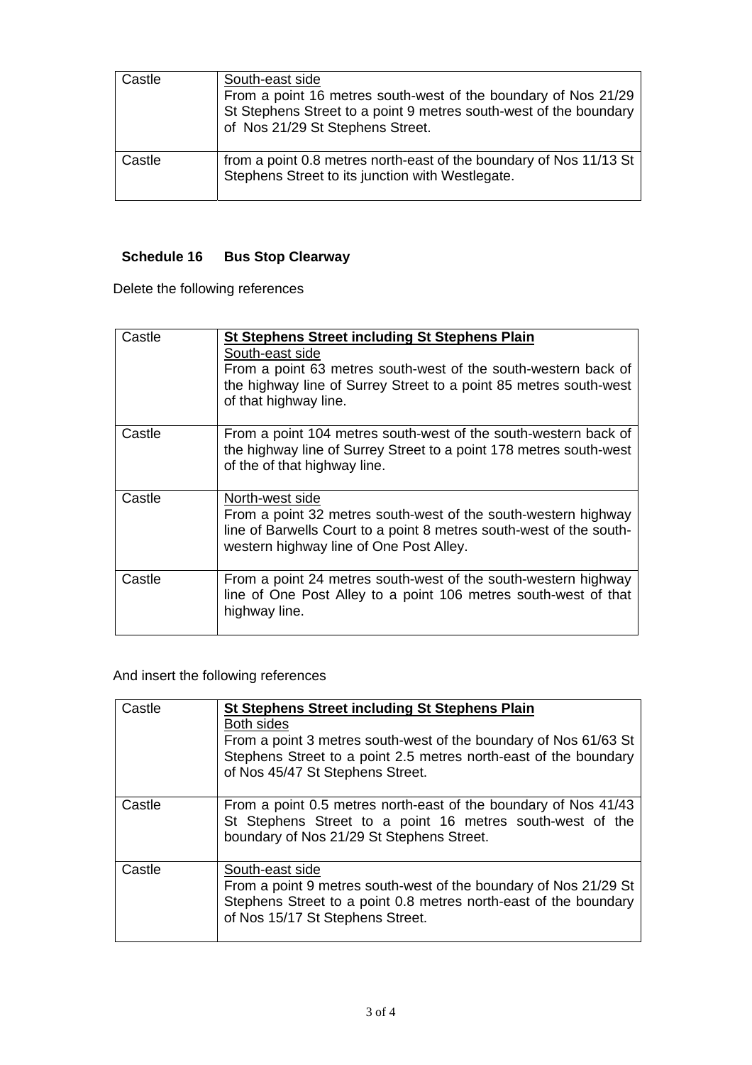| | |
|---|---|
| Castle | South-east side<br>From a point 16 metres south-west of the boundary of Nos 21/29 St Stephens Street to a point 9 metres south-west of the boundary of Nos 21/29 St Stephens Street. |
| Castle | from a point 0.8 metres north-east of the boundary of Nos 11/13 St Stephens Street to its junction with Westlegate. |

## Schedule 16 Bus Stop Clearway

Delete the following references

| | |
|---|---|
| Castle | **St Stephens Street including St Stephens Plain**<br>South-east side<br>From a point 63 metres south-west of the south-western back of the highway line of Surrey Street to a point 85 metres south-west of that highway line. |
| Castle | From a point 104 metres south-west of the south-western back of the highway line of Surrey Street to a point 178 metres south-west of the of that highway line. |
| Castle | North-west side<br>From a point 32 metres south-west of the south-western highway line of Barwells Court to a point 8 metres south-west of the south-western highway line of One Post Alley. |
| Castle | From a point 24 metres south-west of the south-western highway line of One Post Alley to a point 106 metres south-west of that highway line. |

And insert the following references

| | |
|---|---|
| Castle | **St Stephens Street including St Stephens Plain**<br>Both sides<br>From a point 3 metres south-west of the boundary of Nos 61/63 St Stephens Street to a point 2.5 metres north-east of the boundary of Nos 45/47 St Stephens Street. |
| Castle | From a point 0.5 metres north-east of the boundary of Nos 41/43 St Stephens Street to a point 16 metres south-west of the boundary of Nos 21/29 St Stephens Street. |
| Castle | South-east side<br>From a point 9 metres south-west of the boundary of Nos 21/29 St Stephens Street to a point 0.8 metres north-east of the boundary of Nos 15/17 St Stephens Street. |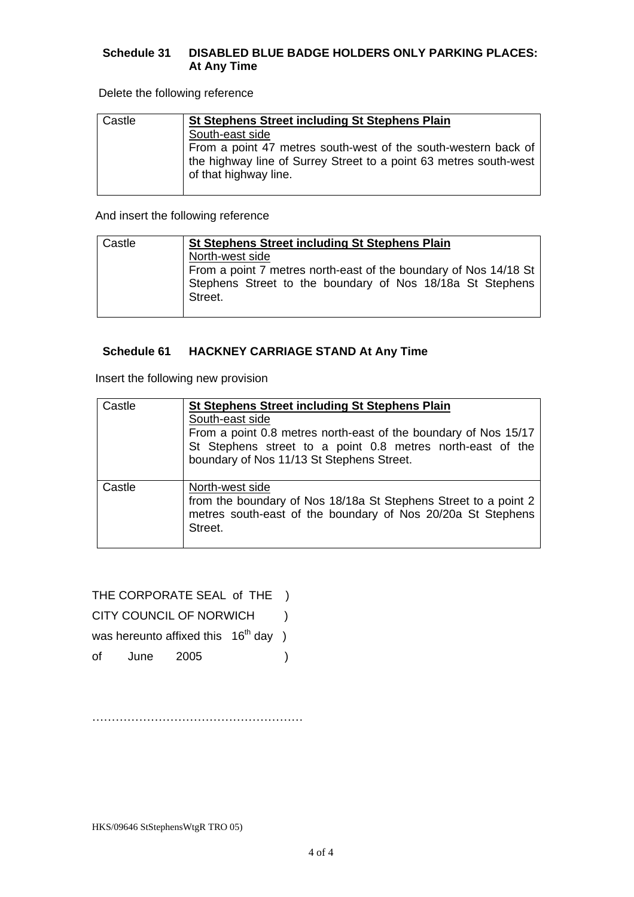**Schedule 31 DISABLED BLUE BADGE HOLDERS ONLY PARKING PLACES: At Any Time**

Delete the following reference

| | |
|---|---|
| Castle | **St Stephens Street including St Stephens Plain**<br>South-east side<br>From a point 47 metres south-west of the south-western back of the highway line of Surrey Street to a point 63 metres south-west of that highway line. |

And insert the following reference

| | |
|---|---|
| Castle | **St Stephens Street including St Stephens Plain**<br>North-west side<br>From a point 7 metres north-east of the boundary of Nos 14/18 St Stephens Street to the boundary of Nos 18/18a St Stephens Street. |

**Schedule 61 HACKNEY CARRIAGE STAND At Any Time**

Insert the following new provision

| | |
|---|---|
| Castle | **St Stephens Street including St Stephens Plain**<br>South-east side<br>From a point 0.8 metres north-east of the boundary of Nos 15/17 St Stephens street to a point 0.8 metres north-east of the boundary of Nos 11/13 St Stephens Street. |
| Castle | North-west side<br>from the boundary of Nos 18/18a St Stephens Street to a point 2 metres south-east of the boundary of Nos 20/20a St Stephens Street. |

THE CORPORATE SEAL of THE )
CITY COUNCIL OF NORWICH )
was hereunto affixed this 16th day )
of June 2005 )

………………………………………………

HKS/09646 StStephensWtgR TRO 05)